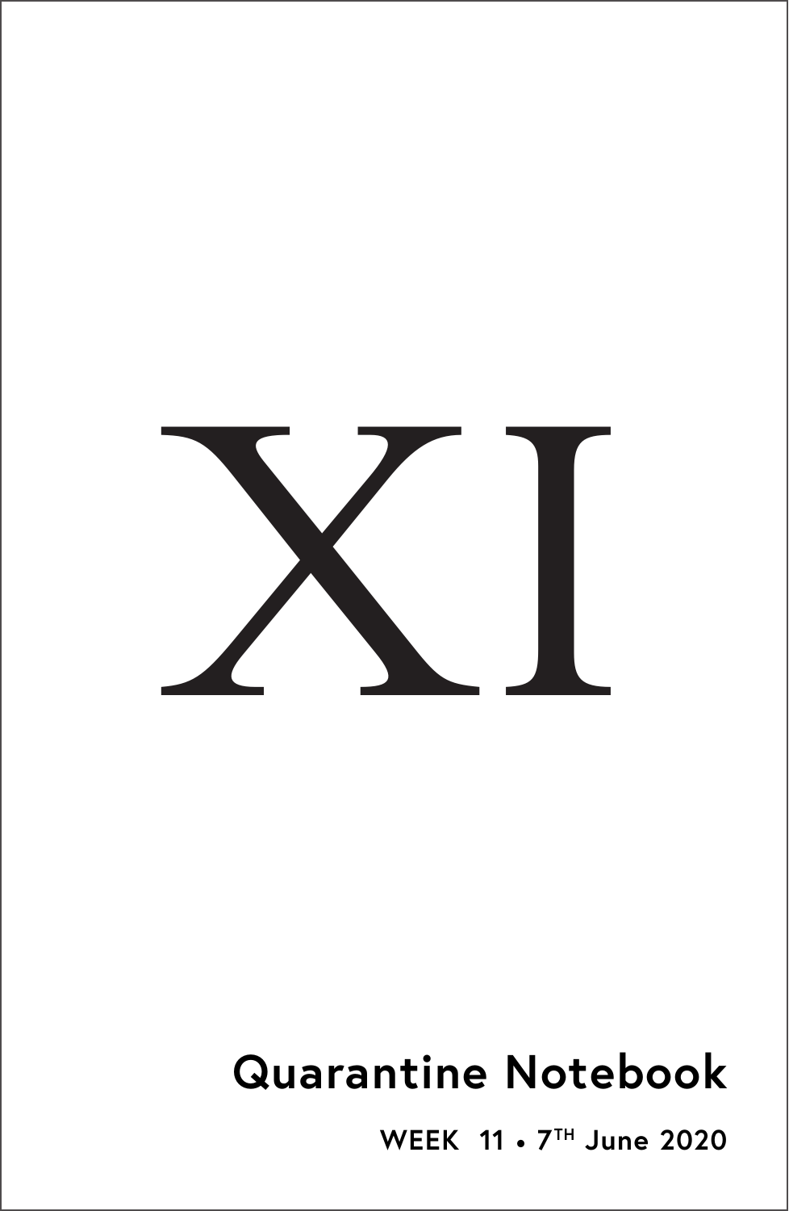# XI

## Quarantine Notebook

**WEEK 11 • 7TH June 2020**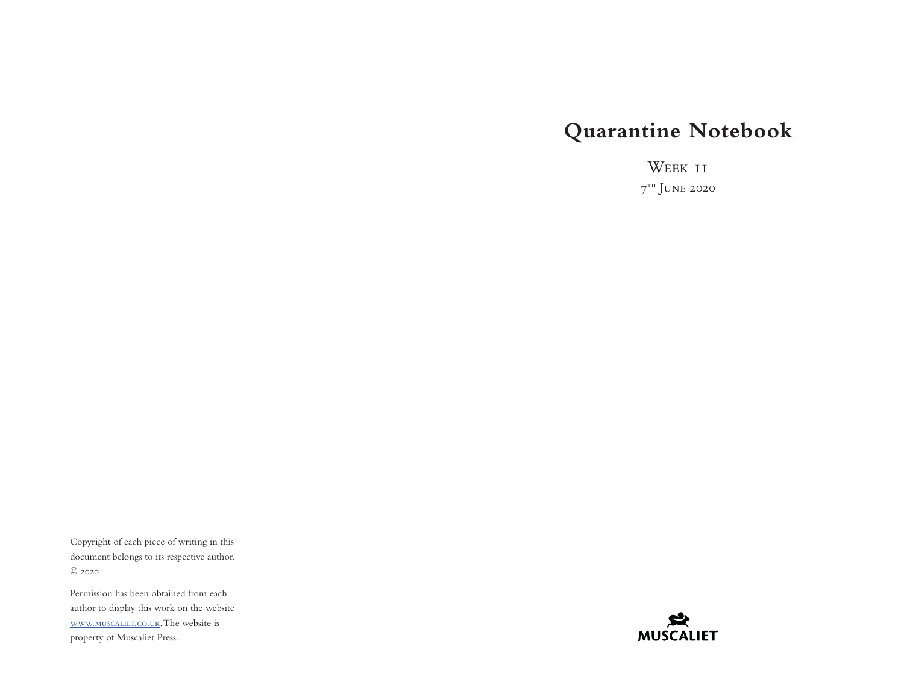Copyright of each piece of writing in this document belongs to its respective author. © 2020

Permission has been obtained from each author to display this work on the website www.muscaliet.co.uk. The website is property of Muscaliet Press.

# Quarantine Notebook

Week 11

7th June 2020

MUSCALIET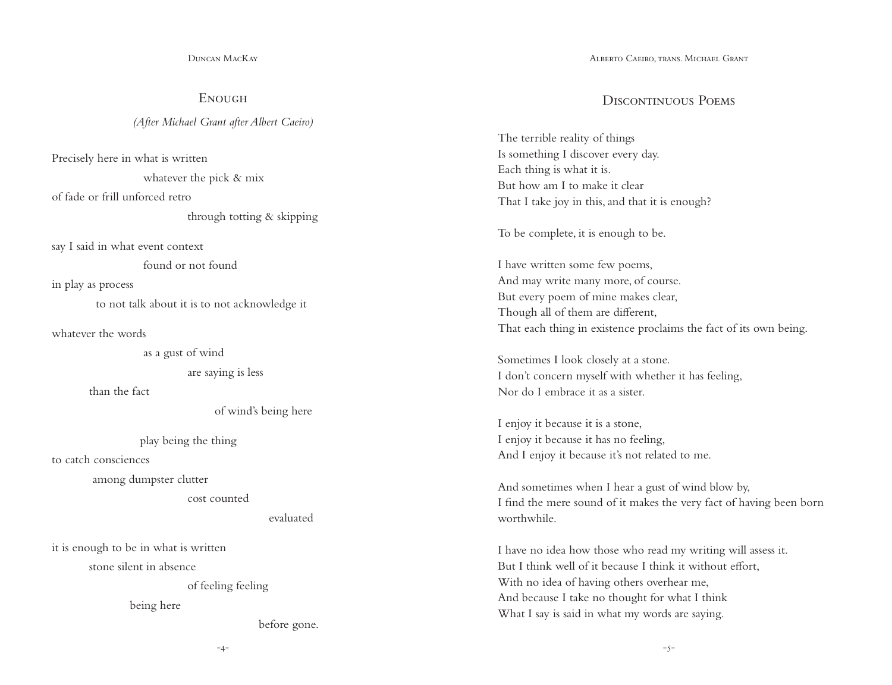Duncan MacKay

## Enough

*(After Michael Grant after Albert Caeiro)*

Precisely here in what is written
&nbsp;&nbsp;&nbsp;&nbsp;&nbsp;&nbsp;&nbsp;&nbsp;&nbsp;&nbsp;&nbsp;&nbsp;&nbsp;&nbsp;&nbsp;&nbsp;&nbsp;&nbsp;&nbsp;&nbsp;whatever the pick & mix
of fade or frill unforced retro
&nbsp;&nbsp;&nbsp;&nbsp;&nbsp;&nbsp;&nbsp;&nbsp;&nbsp;&nbsp;&nbsp;&nbsp;&nbsp;&nbsp;&nbsp;&nbsp;&nbsp;&nbsp;&nbsp;&nbsp;&nbsp;&nbsp;&nbsp;&nbsp;&nbsp;&nbsp;&nbsp;&nbsp;&nbsp;&nbsp;&nbsp;&nbsp;through totting & skipping

say I said in what event context
&nbsp;&nbsp;&nbsp;&nbsp;&nbsp;&nbsp;&nbsp;&nbsp;&nbsp;&nbsp;&nbsp;&nbsp;&nbsp;&nbsp;&nbsp;&nbsp;&nbsp;&nbsp;&nbsp;&nbsp;found or not found
in play as process
&nbsp;&nbsp;&nbsp;&nbsp;&nbsp;&nbsp;&nbsp;&nbsp;&nbsp;&nbsp;&nbsp;&nbsp;to not talk about it is to not acknowledge it

whatever the words
&nbsp;&nbsp;&nbsp;&nbsp;&nbsp;&nbsp;&nbsp;&nbsp;&nbsp;&nbsp;&nbsp;&nbsp;&nbsp;&nbsp;&nbsp;&nbsp;&nbsp;&nbsp;&nbsp;&nbsp;as a gust of wind
&nbsp;&nbsp;&nbsp;&nbsp;&nbsp;&nbsp;&nbsp;&nbsp;&nbsp;&nbsp;&nbsp;&nbsp;&nbsp;&nbsp;&nbsp;&nbsp;&nbsp;&nbsp;&nbsp;&nbsp;&nbsp;&nbsp;&nbsp;&nbsp;&nbsp;&nbsp;&nbsp;&nbsp;&nbsp;&nbsp;&nbsp;&nbsp;are saying is less
&nbsp;&nbsp;&nbsp;&nbsp;&nbsp;&nbsp;&nbsp;&nbsp;than the fact
&nbsp;&nbsp;&nbsp;&nbsp;&nbsp;&nbsp;&nbsp;&nbsp;&nbsp;&nbsp;&nbsp;&nbsp;&nbsp;&nbsp;&nbsp;&nbsp;&nbsp;&nbsp;&nbsp;&nbsp;&nbsp;&nbsp;&nbsp;&nbsp;&nbsp;&nbsp;&nbsp;&nbsp;&nbsp;&nbsp;&nbsp;&nbsp;&nbsp;&nbsp;&nbsp;&nbsp;&nbsp;&nbsp;&nbsp;&nbsp;of wind's being here

&nbsp;&nbsp;&nbsp;&nbsp;&nbsp;&nbsp;&nbsp;&nbsp;&nbsp;&nbsp;&nbsp;&nbsp;&nbsp;&nbsp;&nbsp;&nbsp;&nbsp;&nbsp;&nbsp;play being the thing
to catch consciences
&nbsp;&nbsp;&nbsp;&nbsp;&nbsp;&nbsp;&nbsp;&nbsp;&nbsp;&nbsp;&nbsp;&nbsp;among dumpster clutter
&nbsp;&nbsp;&nbsp;&nbsp;&nbsp;&nbsp;&nbsp;&nbsp;&nbsp;&nbsp;&nbsp;&nbsp;&nbsp;&nbsp;&nbsp;&nbsp;&nbsp;&nbsp;&nbsp;&nbsp;&nbsp;&nbsp;&nbsp;&nbsp;&nbsp;&nbsp;&nbsp;&nbsp;&nbsp;&nbsp;&nbsp;&nbsp;cost counted
&nbsp;&nbsp;&nbsp;&nbsp;&nbsp;&nbsp;&nbsp;&nbsp;&nbsp;&nbsp;&nbsp;&nbsp;&nbsp;&nbsp;&nbsp;&nbsp;&nbsp;&nbsp;&nbsp;&nbsp;&nbsp;&nbsp;&nbsp;&nbsp;&nbsp;&nbsp;&nbsp;&nbsp;&nbsp;&nbsp;&nbsp;&nbsp;&nbsp;&nbsp;&nbsp;&nbsp;&nbsp;&nbsp;&nbsp;&nbsp;&nbsp;&nbsp;&nbsp;&nbsp;&nbsp;&nbsp;&nbsp;&nbsp;&nbsp;&nbsp;&nbsp;&nbsp;&nbsp;&nbsp;evaluated

it is enough to be in what is written
&nbsp;&nbsp;&nbsp;&nbsp;&nbsp;&nbsp;&nbsp;&nbsp;stone silent in absence
&nbsp;&nbsp;&nbsp;&nbsp;&nbsp;&nbsp;&nbsp;&nbsp;&nbsp;&nbsp;&nbsp;&nbsp;&nbsp;&nbsp;&nbsp;&nbsp;&nbsp;&nbsp;&nbsp;&nbsp;&nbsp;&nbsp;&nbsp;&nbsp;&nbsp;&nbsp;&nbsp;&nbsp;&nbsp;&nbsp;&nbsp;&nbsp;of feeling feeling
&nbsp;&nbsp;&nbsp;&nbsp;&nbsp;&nbsp;&nbsp;&nbsp;&nbsp;&nbsp;&nbsp;&nbsp;&nbsp;&nbsp;&nbsp;&nbsp;being here
&nbsp;&nbsp;&nbsp;&nbsp;&nbsp;&nbsp;&nbsp;&nbsp;&nbsp;&nbsp;&nbsp;&nbsp;&nbsp;&nbsp;&nbsp;&nbsp;&nbsp;&nbsp;&nbsp;&nbsp;&nbsp;&nbsp;&nbsp;&nbsp;&nbsp;&nbsp;&nbsp;&nbsp;&nbsp;&nbsp;&nbsp;&nbsp;&nbsp;&nbsp;&nbsp;&nbsp;&nbsp;&nbsp;&nbsp;&nbsp;&nbsp;&nbsp;&nbsp;&nbsp;&nbsp;&nbsp;&nbsp;&nbsp;&nbsp;&nbsp;&nbsp;&nbsp;&nbsp;&nbsp;before gone.

Alberto Caeiro, trans. Michael Grant

## Discontinuous Poems

The terrible reality of things
Is something I discover every day.
Each thing is what it is.
But how am I to make it clear
That I take joy in this, and that it is enough?

To be complete, it is enough to be.

I have written some few poems,
And may write many more, of course.
But every poem of mine makes clear,
Though all of them are different,
That each thing in existence proclaims the fact of its own being.

Sometimes I look closely at a stone.
I don't concern myself with whether it has feeling,
Nor do I embrace it as a sister.

I enjoy it because it is a stone,
I enjoy it because it has no feeling,
And I enjoy it because it's not related to me.

And sometimes when I hear a gust of wind blow by,
I find the mere sound of it makes the very fact of having been born worthwhile.

I have no idea how those who read my writing will assess it.
But I think well of it because I think it without effort,
With no idea of having others overhear me,
And because I take no thought for what I think
What I say is said in what my words are saying.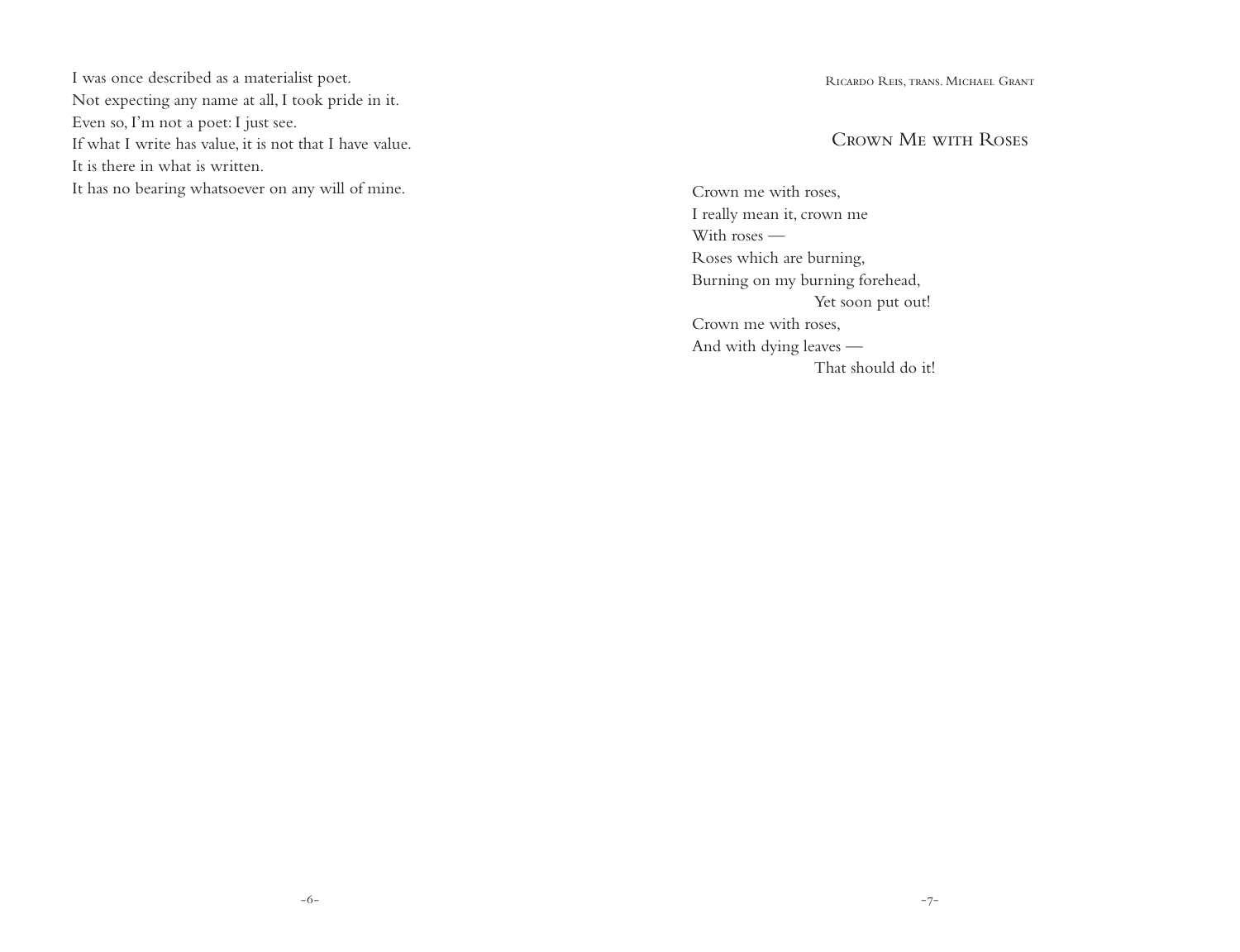I was once described as a materialist poet.
Not expecting any name at all, I took pride in it.
Even so, I'm not a poet: I just see.
If what I write has value, it is not that I have value.
It is there in what is written.
It has no bearing whatsoever on any will of mine.

Ricardo Reis, trans. Michael Grant

## Crown Me with Roses

Crown me with roses,
I really mean it, crown me
With roses —
Roses which are burning,
Burning on my burning forehead,
                    Yet soon put out!
Crown me with roses,
And with dying leaves —
                    That should do it!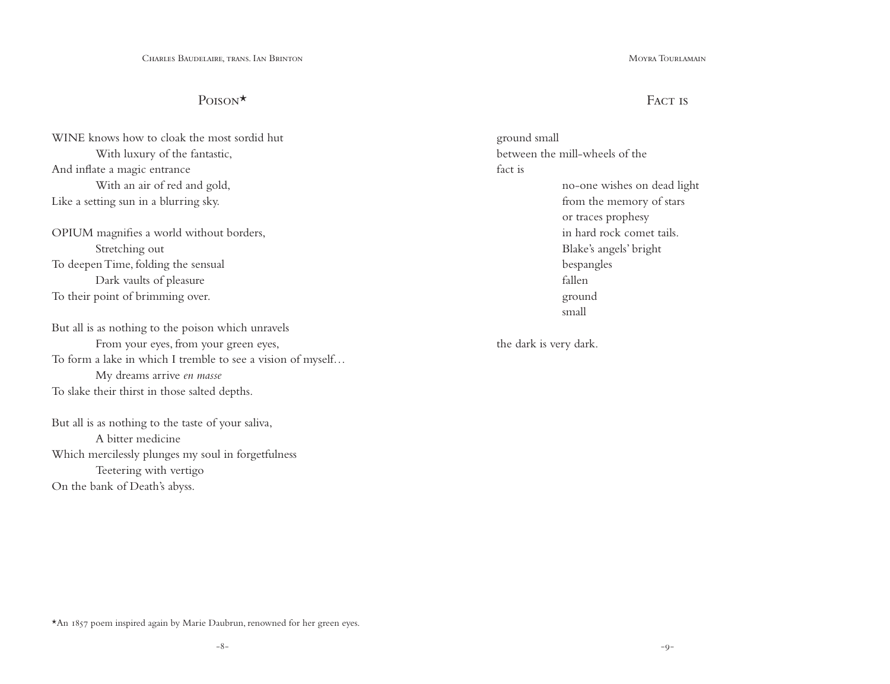Charles Baudelaire, trans. Ian Brinton

## Poison*

WINE knows how to cloak the most sordid hut
With luxury of the fantastic,
And inflate a magic entrance
With an air of red and gold,
Like a setting sun in a blurring sky.

OPIUM magnifies a world without borders,
Stretching out
To deepen Time, folding the sensual
Dark vaults of pleasure
To their point of brimming over.

But all is as nothing to the poison which unravels
From your eyes, from your green eyes,
To form a lake in which I tremble to see a vision of myself…
My dreams arrive *en masse*
To slake their thirst in those salted depths.

But all is as nothing to the taste of your saliva,
A bitter medicine
Which mercilessly plunges my soul in forgetfulness
Teetering with vertigo
On the bank of Death's abyss.

*An 1857 poem inspired again by Marie Daubrun, renowned for her green eyes.

Moyra Tourlamain

## Fact is

ground small
between the mill-wheels of the
fact is
no-one wishes on dead light
from the memory of stars
or traces prophesy
in hard rock comet tails.
Blake's angels' bright
bespangles
fallen
ground
small

the dark is very dark.